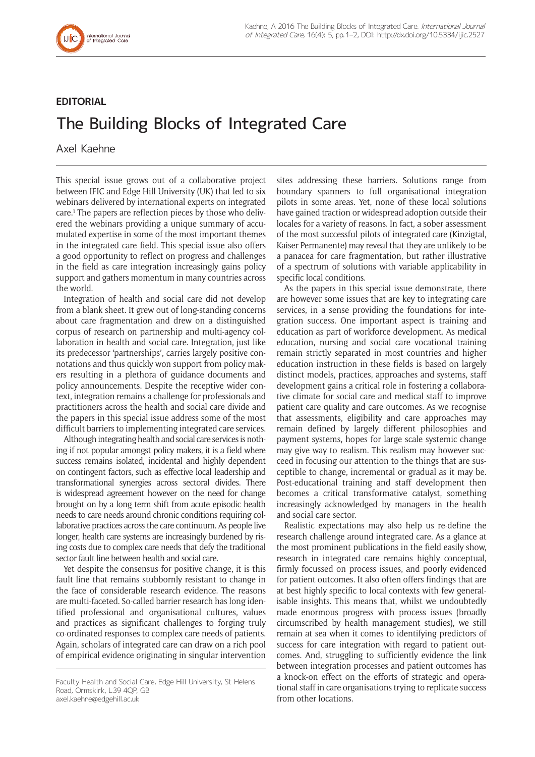EDITORIAL

# The Building Blocks of Integrated Care

Axel Kaehne

This special issue grows out of a collaborative project between IFIC and Edge Hill University (UK) that led to six webinars delivered by international experts on integrated care.[1] The papers are reflection pieces by those who delivered the webinars providing a unique summary of accumulated expertise in some of the most important themes in the integrated care field. This special issue also offers a good opportunity to reflect on progress and challenges in the field as care integration increasingly gains policy support and gathers momentum in many countries across the world.

Integration of health and social care did not develop from a blank sheet. It grew out of long-standing concerns about care fragmentation and drew on a distinguished corpus of research on partnership and multi-agency collaboration in health and social care. Integration, just like its predecessor 'partnerships', carries largely positive connotations and thus quickly won support from policy makers resulting in a plethora of guidance documents and policy announcements. Despite the receptive wider context, integration remains a challenge for professionals and practitioners across the health and social care divide and the papers in this special issue address some of the most difficult barriers to implementing integrated care services.

Although integrating health and social care services is nothing if not popular amongst policy makers, it is a field where success remains isolated, incidental and highly dependent on contingent factors, such as effective local leadership and transformational synergies across sectoral divides. There is widespread agreement however on the need for change brought on by a long term shift from acute episodic health needs to care needs around chronic conditions requiring collaborative practices across the care continuum. As people live longer, health care systems are increasingly burdened by rising costs due to complex care needs that defy the traditional sector fault line between health and social care.

Yet despite the consensus for positive change, it is this fault line that remains stubbornly resistant to change in the face of considerable research evidence. The reasons are multi-faceted. So-called barrier research has long identified professional and organisational cultures, values and practices as significant challenges to forging truly co-ordinated responses to complex care needs of patients. Again, scholars of integrated care can draw on a rich pool of empirical evidence originating in singular intervention sites addressing these barriers. Solutions range from boundary spanners to full organisational integration pilots in some areas. Yet, none of these local solutions have gained traction or widespread adoption outside their locales for a variety of reasons. In fact, a sober assessment of the most successful pilots of integrated care (Kinzigtal, Kaiser Permanente) may reveal that they are unlikely to be a panacea for care fragmentation, but rather illustrative of a spectrum of solutions with variable applicability in specific local conditions.

As the papers in this special issue demonstrate, there are however some issues that are key to integrating care services, in a sense providing the foundations for integration success. One important aspect is training and education as part of workforce development. As medical education, nursing and social care vocational training remain strictly separated in most countries and higher education instruction in these fields is based on largely distinct models, practices, approaches and systems, staff development gains a critical role in fostering a collaborative climate for social care and medical staff to improve patient care quality and care outcomes. As we recognise that assessments, eligibility and care approaches may remain defined by largely different philosophies and payment systems, hopes for large scale systemic change may give way to realism. This realism may however succeed in focusing our attention to the things that are susceptible to change, incremental or gradual as it may be. Post-educational training and staff development then becomes a critical transformative catalyst, something increasingly acknowledged by managers in the health and social care sector.

Realistic expectations may also help us re-define the research challenge around integrated care. As a glance at the most prominent publications in the field easily show, research in integrated care remains highly conceptual, firmly focussed on process issues, and poorly evidenced for patient outcomes. It also often offers findings that are at best highly specific to local contexts with few generalisable insights. This means that, whilst we undoubtedly made enormous progress with process issues (broadly circumscribed by health management studies), we still remain at sea when it comes to identifying predictors of success for care integration with regard to patient outcomes. And, struggling to sufficiently evidence the link between integration processes and patient outcomes has a knock-on effect on the efforts of strategic and operational staff in care organisations trying to replicate success from other locations.

Faculty Health and Social Care, Edge Hill University, St Helens Road, Ormskirk, L39 4QP, GB
axel.kaehne@edgehill.ac.uk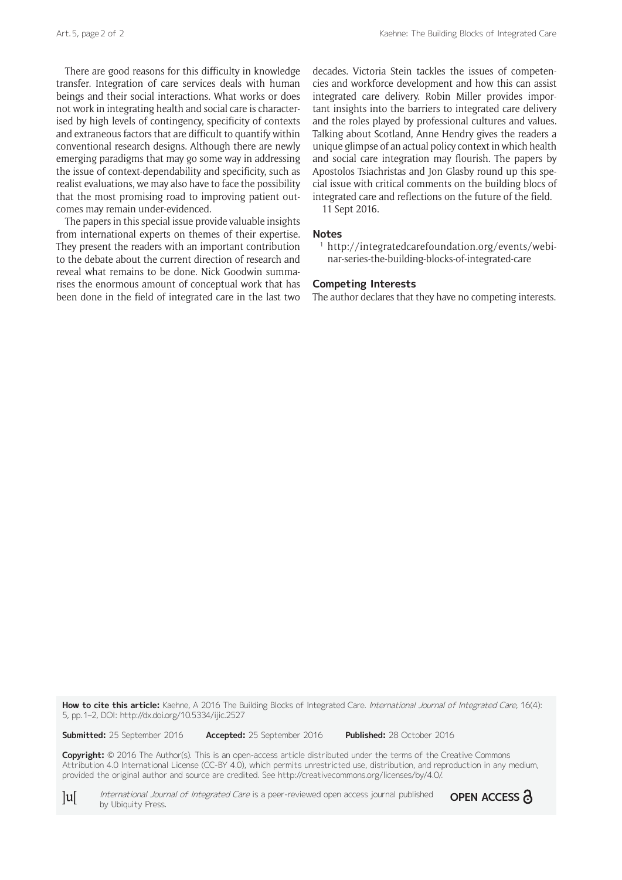There are good reasons for this difficulty in knowledge transfer. Integration of care services deals with human beings and their social interactions. What works or does not work in integrating health and social care is characterised by high levels of contingency, specificity of contexts and extraneous factors that are difficult to quantify within conventional research designs. Although there are newly emerging paradigms that may go some way in addressing the issue of context-dependability and specificity, such as realist evaluations, we may also have to face the possibility that the most promising road to improving patient outcomes may remain under-evidenced.

The papers in this special issue provide valuable insights from international experts on themes of their expertise. They present the readers with an important contribution to the debate about the current direction of research and reveal what remains to be done. Nick Goodwin summarises the enormous amount of conceptual work that has been done in the field of integrated care in the last two decades. Victoria Stein tackles the issues of competencies and workforce development and how this can assist integrated care delivery. Robin Miller provides important insights into the barriers to integrated care delivery and the roles played by professional cultures and values. Talking about Scotland, Anne Hendry gives the readers a unique glimpse of an actual policy context in which health and social care integration may flourish. The papers by Apostolos Tsiachristas and Jon Glasby round up this special issue with critical comments on the building blocs of integrated care and reflections on the future of the field.

11 Sept 2016.

## Notes

[1] http://integratedcarefoundation.org/events/webinar-series-the-building-blocks-of-integrated-care

## Competing Interests

The author declares that they have no competing interests.

**How to cite this article:** Kaehne, A 2016 The Building Blocks of Integrated Care. *International Journal of Integrated Care*, 16(4): 5, pp. 1–2, DOI: http://dx.doi.org/10.5334/ijic.2527

**Submitted:** 25 September 2016 **Accepted:** 25 September 2016 **Published:** 28 October 2016

**Copyright:** © 2016 The Author(s). This is an open-access article distributed under the terms of the Creative Commons Attribution 4.0 International License (CC-BY 4.0), which permits unrestricted use, distribution, and reproduction in any medium, provided the original author and source are credited. See http://creativecommons.org/licenses/by/4.0/.

*International Journal of Integrated Care* is a peer-reviewed open access journal published by Ubiquity Press. **OPEN ACCESS**